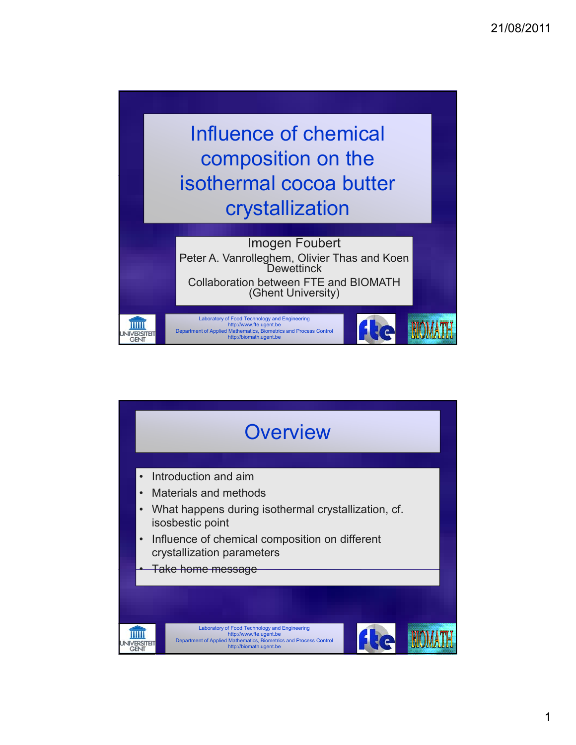# Influence of chemical composition on the isothermal cocoa butter crystallization

Imogen Foubert

Peter A. Vanrolleghem, Olivier Thas and Koen Dewettinck

Collaboration between FTE and BIOMATH (Ghent University)

Laboratory of Food Technology and Engineering
http://www.fte.ugent.be
Department of Applied Mathematics, Biometrics and Process Control
http://biomath.ugent.be

# Overview

- Introduction and aim
- Materials and methods
- What happens during isothermal crystallization, cf. isosbestic point
- Influence of chemical composition on different crystallization parameters
- Take home message

Laboratory of Food Technology and Engineering
http://www.fte.ugent.be
Department of Applied Mathematics, Biometrics and Process Control
http://biomath.ugent.be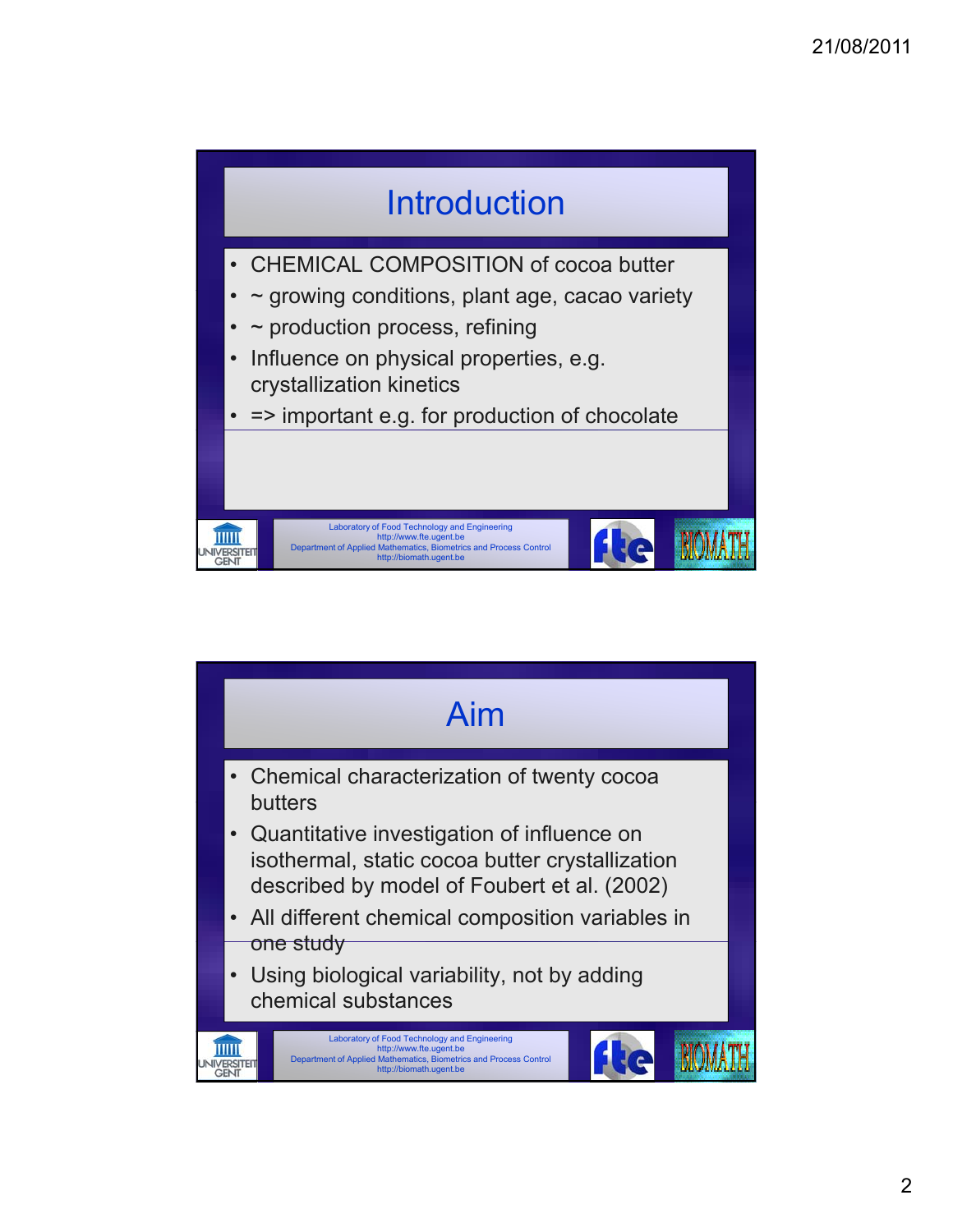## Introduction

- CHEMICAL COMPOSITION of cocoa butter
- ~ growing conditions, plant age, cacao variety
- ~ production process, refining
- Influence on physical properties, e.g. crystallization kinetics
- => important e.g. for production of chocolate

Laboratory of Food Technology and Engineering
http://www.fte.ugent.be
Department of Applied Mathematics, Biometrics and Process Control
http://biomath.ugent.be

## Aim

- Chemical characterization of twenty cocoa butters
- Quantitative investigation of influence on isothermal, static cocoa butter crystallization described by model of Foubert et al. (2002)
- All different chemical composition variables in one study
- Using biological variability, not by adding chemical substances

Laboratory of Food Technology and Engineering
http://www.fte.ugent.be
Department of Applied Mathematics, Biometrics and Process Control
http://biomath.ugent.be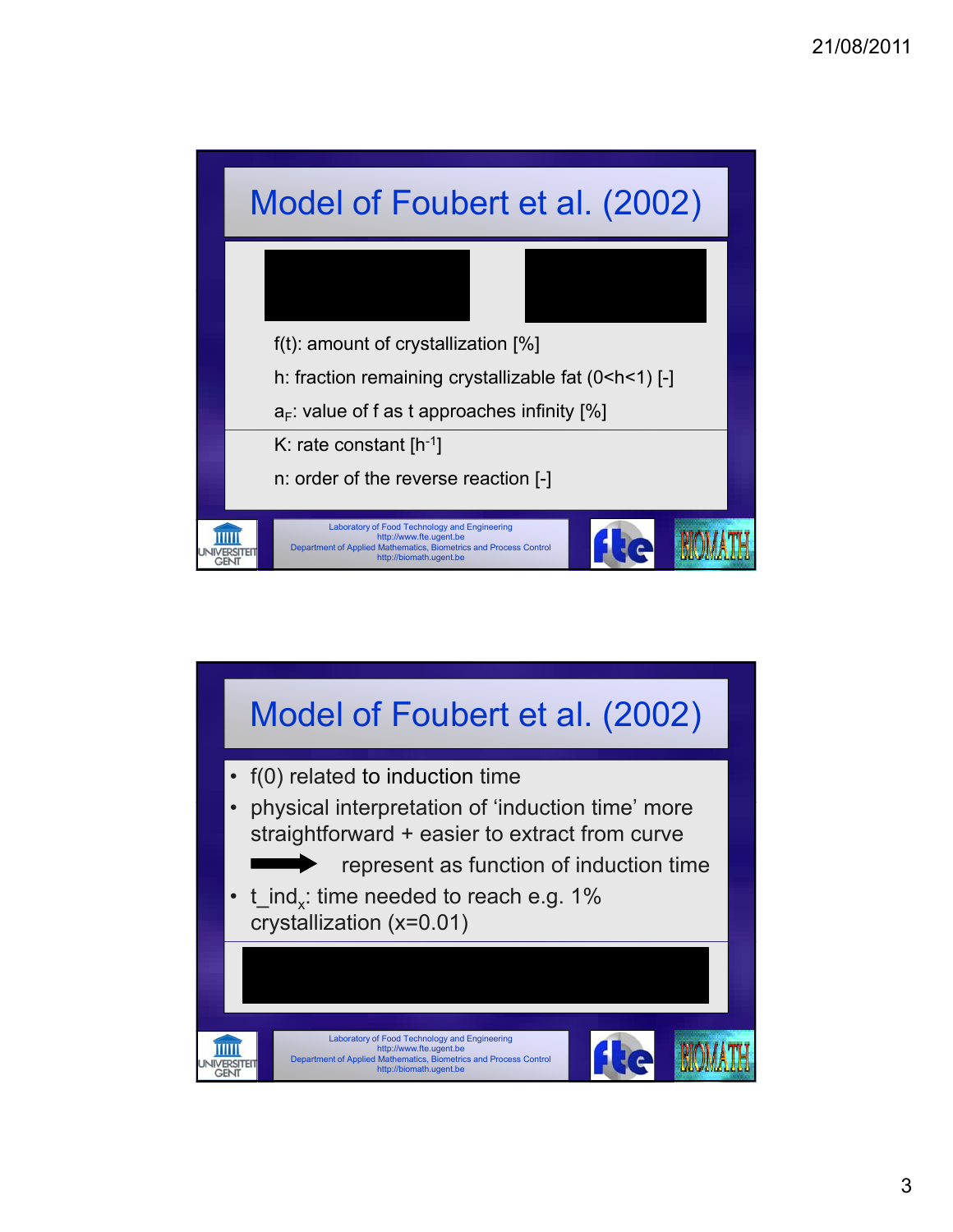## Model of Foubert et al. (2002)

f(t): amount of crystallization [%]

h: fraction remaining crystallizable fat (0<h<1) [-]

$a_F$: value of f as t approaches infinity [%]

K: rate constant [$h^{-1}$]

n: order of the reverse reaction [-]

Laboratory of Food Technology and Engineering
http://www.fte.ugent.be
Department of Applied Mathematics, Biometrics and Process Control
http://biomath.ugent.be

## Model of Foubert et al. (2002)

- f(0) related to induction time
- physical interpretation of 'induction time' more straightforward + easier to extract from curve

  ➡ represent as function of induction time
- $t\_ind_x$: time needed to reach e.g. 1% crystallization (x=0.01)

Laboratory of Food Technology and Engineering
http://www.fte.ugent.be
Department of Applied Mathematics, Biometrics and Process Control
http://biomath.ugent.be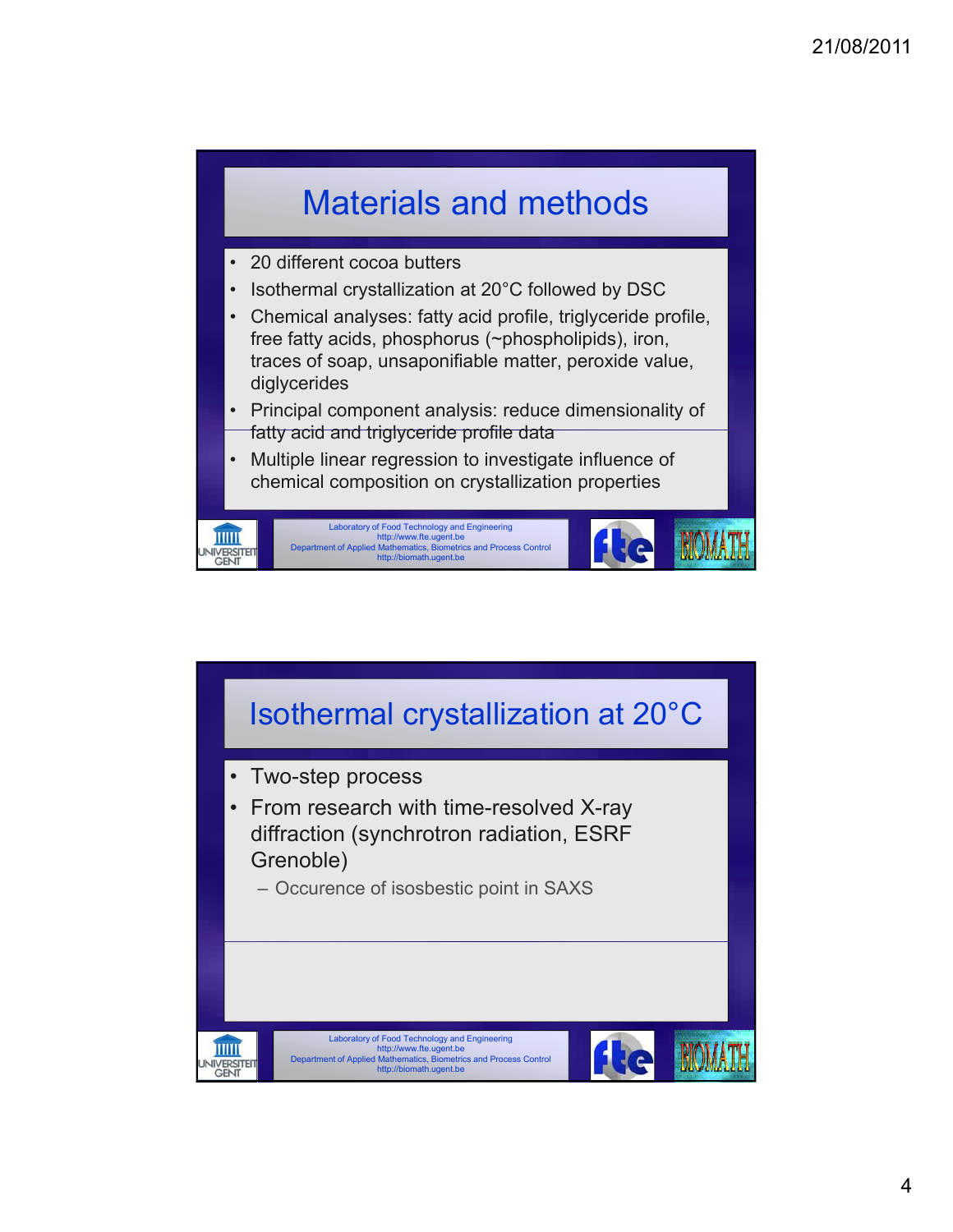## Materials and methods

- 20 different cocoa butters
- Isothermal crystallization at 20°C followed by DSC
- Chemical analyses: fatty acid profile, triglyceride profile, free fatty acids, phosphorus (~phospholipids), iron, traces of soap, unsaponifiable matter, peroxide value, diglycerides
- Principal component analysis: reduce dimensionality of fatty acid and triglyceride profile data
- Multiple linear regression to investigate influence of chemical composition on crystallization properties

## Isothermal crystallization at 20°C

- Two-step process
- From research with time-resolved X-ray diffraction (synchrotron radiation, ESRF Grenoble)
  - Occurence of isosbestic point in SAXS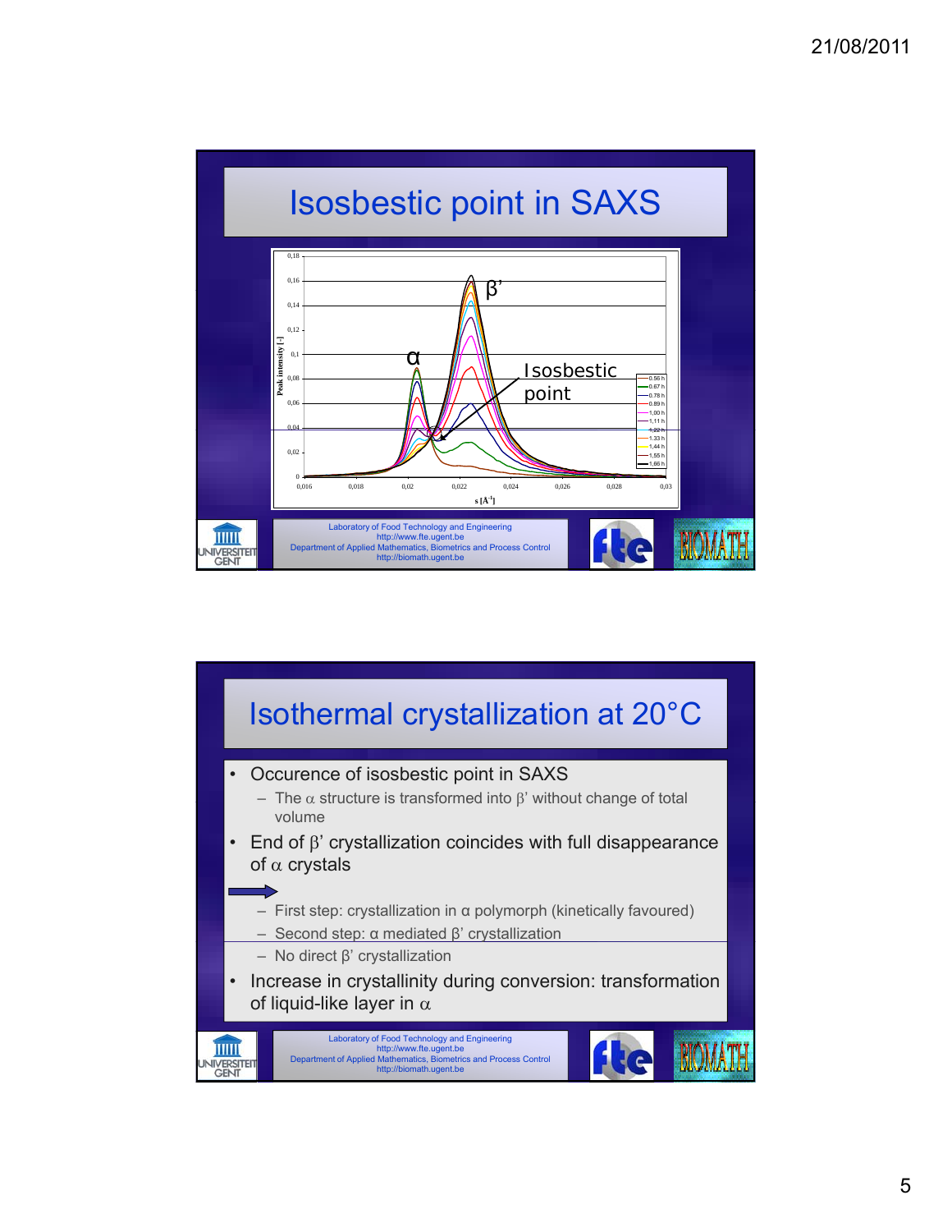# Isosbestic point in SAXS

Peak intensity [-]

0,18
0,16
0,14
0,12
0,1
0,08
0,06
0,04
0,02
0

0,016 0,018 0,02 0,022 0,024 0,026 0,028 0,03

s [Å$^{-1}$]

α

β'

Isosbestic point

0.56 h
0.67 h
0.78 h
0.89 h
1.00 h
1.11 h
1.22 h
1.33 h
1.44 h
1.55 h
1.66 h

Laboratory of Food Technology and Engineering
http://www.fte.ugent.be
Department of Applied Mathematics, Biometrics and Process Control
http://biomath.ugent.be

# Isothermal crystallization at 20°C

- Occurence of isosbestic point in SAXS
  - The α structure is transformed into β' without change of total volume
- End of β' crystallization coincides with full disappearance of α crystals

→

  - First step: crystallization in α polymorph (kinetically favoured)
  - Second step: α mediated β' crystallization
  - No direct β' crystallization
- Increase in crystallinity during conversion: transformation of liquid-like layer in α

Laboratory of Food Technology and Engineering
http://www.fte.ugent.be
Department of Applied Mathematics, Biometrics and Process Control
http://biomath.ugent.be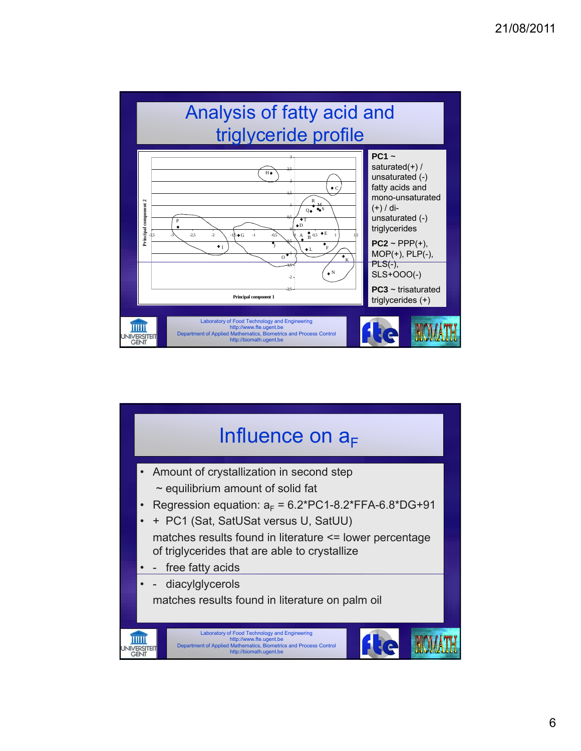## Analysis of fatty acid and triglyceride profile

**PC1** ~ saturated(+) / unsaturated (-) fatty acids and mono-unsaturated (+) / di-unsaturated (-) triglycerides

**PC2** ~ PPP(+), MOP(+), PLP(-), PLS(-), SLS+OOO(-)

**PC3** ~ trisaturated triglycerides (+)

## Influence on $a_F$

- Amount of crystallization in second step
  ~ equilibrium amount of solid fat
- Regression equation: $a_F = 6.2*PC1-8.2*FFA-6.8*DG+91$
- \+ PC1 (Sat, SatUSat versus U, SatUU)
  matches results found in literature <= lower percentage of triglycerides that are able to crystallize
- \- free fatty acids
- \- diacylglycerols
  matches results found in literature on palm oil

Laboratory of Food Technology and Engineering
http://www.fte.ugent.be
Department of Applied Mathematics, Biometrics and Process Control
http://biomath.ugent.be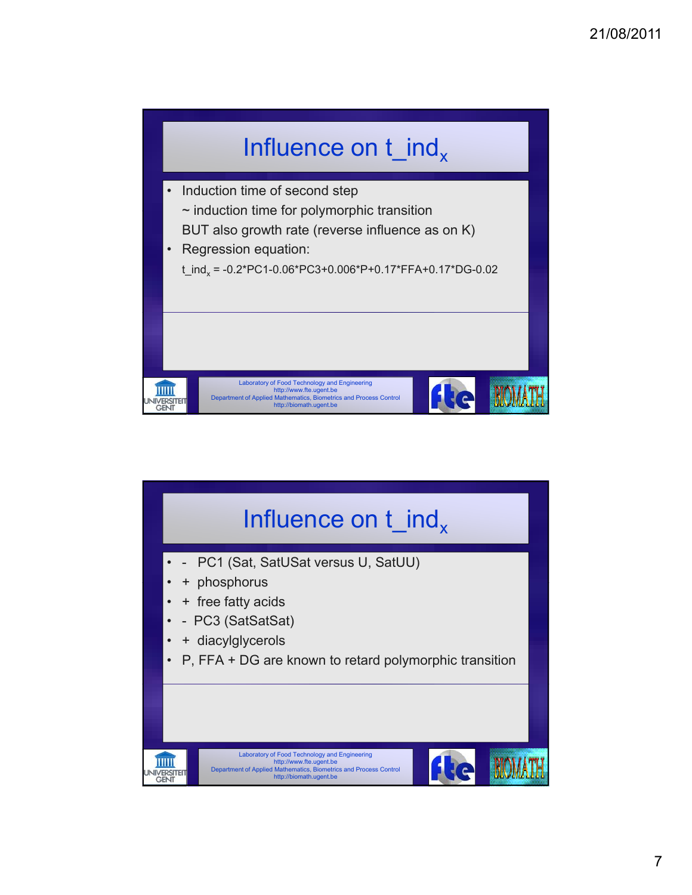## Influence on $t\_ind_x$

- Induction time of second step
  ~ induction time for polymorphic transition
  BUT also growth rate (reverse influence as on K)
- Regression equation:
  $t\_ind_x = -0.2*PC1-0.06*PC3+0.006*P+0.17*FFA+0.17*DG-0.02$

Laboratory of Food Technology and Engineering
http://www.fte.ugent.be
Department of Applied Mathematics, Biometrics and Process Control
http://biomath.ugent.be

## Influence on $t\_ind_x$

- \- PC1 (Sat, SatUSat versus U, SatUU)
- \+ phosphorus
- \+ free fatty acids
- \- PC3 (SatSatSat)
- \+ diacylglycerols
- P, FFA + DG are known to retard polymorphic transition

Laboratory of Food Technology and Engineering
http://www.fte.ugent.be
Department of Applied Mathematics, Biometrics and Process Control
http://biomath.ugent.be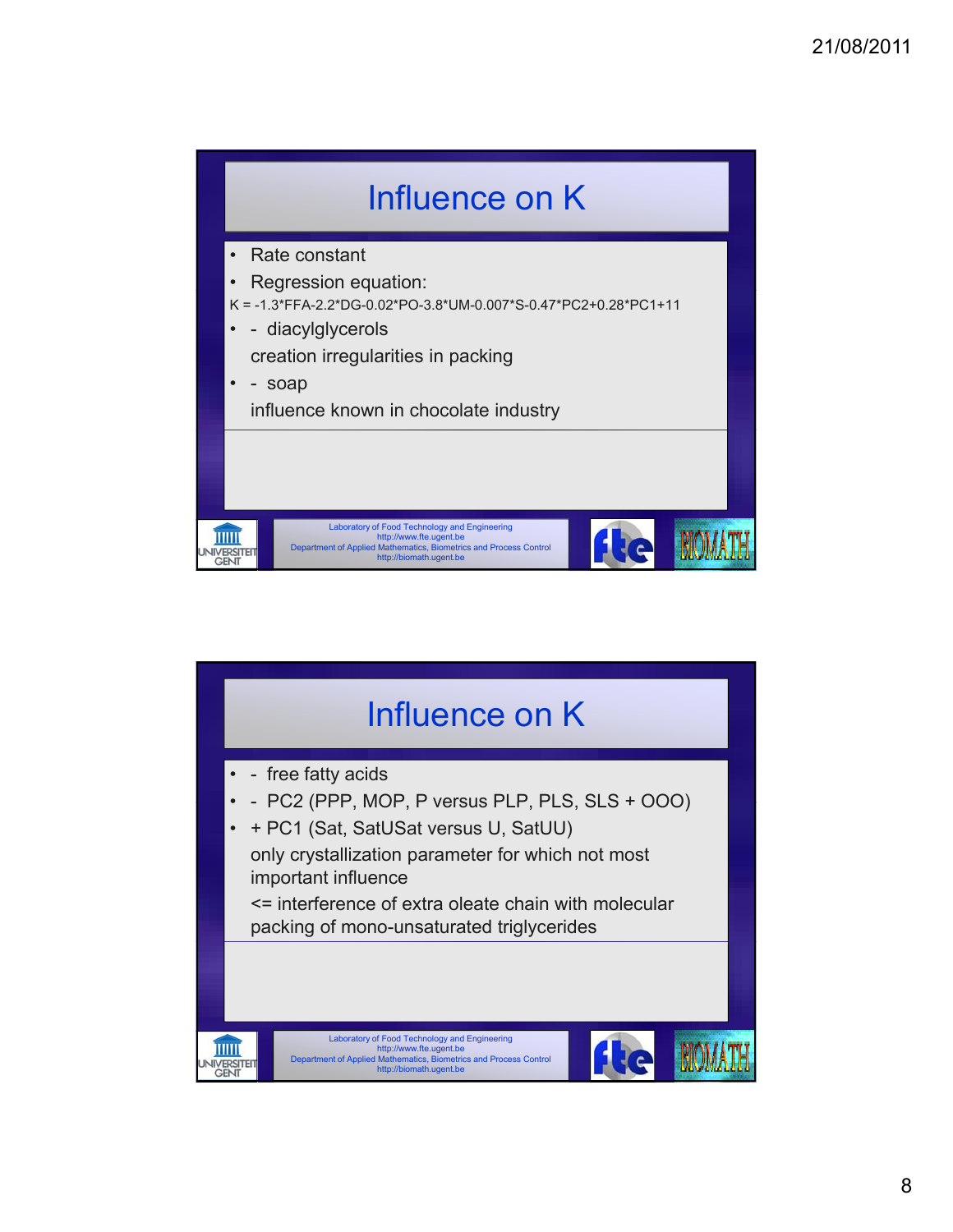## Influence on K

- Rate constant
- Regression equation:

K = -1.3*FFA-2.2*DG-0.02*PO-3.8*UM-0.007*S-0.47*PC2+0.28*PC1+11

- \- diacylglycerols

  creation irregularities in packing
- \- soap

  influence known in chocolate industry

Laboratory of Food Technology and Engineering
http://www.fte.ugent.be
Department of Applied Mathematics, Biometrics and Process Control
http://biomath.ugent.be

## Influence on K

- \- free fatty acids
- \- PC2 (PPP, MOP, P versus PLP, PLS, SLS + OOO)
- \+ PC1 (Sat, SatUSat versus U, SatUU)

  only crystallization parameter for which not most important influence

  <= interference of extra oleate chain with molecular packing of mono-unsaturated triglycerides

Laboratory of Food Technology and Engineering
http://www.fte.ugent.be
Department of Applied Mathematics, Biometrics and Process Control
http://biomath.ugent.be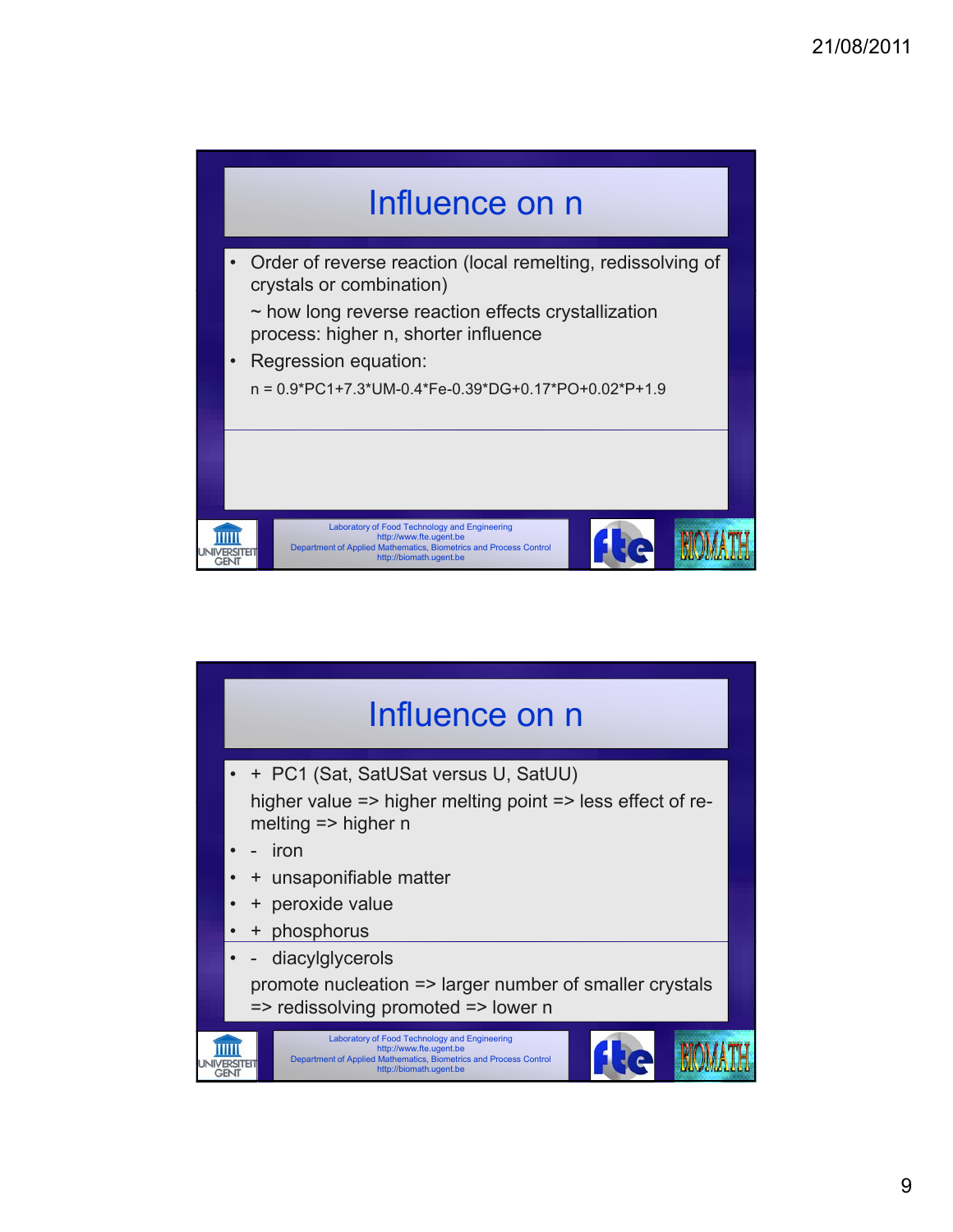# Influence on n

- Order of reverse reaction (local remelting, redissolving of crystals or combination)

  ~ how long reverse reaction effects crystallization process: higher n, shorter influence
- Regression equation:

  n = 0.9*PC1+7.3*UM-0.4*Fe-0.39*DG+0.17*PO+0.02*P+1.9

Laboratory of Food Technology and Engineering
http://www.fte.ugent.be
Department of Applied Mathematics, Biometrics and Process Control
http://biomath.ugent.be

# Influence on n

- \+ PC1 (Sat, SatUSat versus U, SatUU)

  higher value => higher melting point => less effect of re-melting => higher n
- \- iron
- \+ unsaponifiable matter
- \+ peroxide value
- \+ phosphorus
- \- diacylglycerols

  promote nucleation => larger number of smaller crystals => redissolving promoted => lower n

Laboratory of Food Technology and Engineering
http://www.fte.ugent.be
Department of Applied Mathematics, Biometrics and Process Control
http://biomath.ugent.be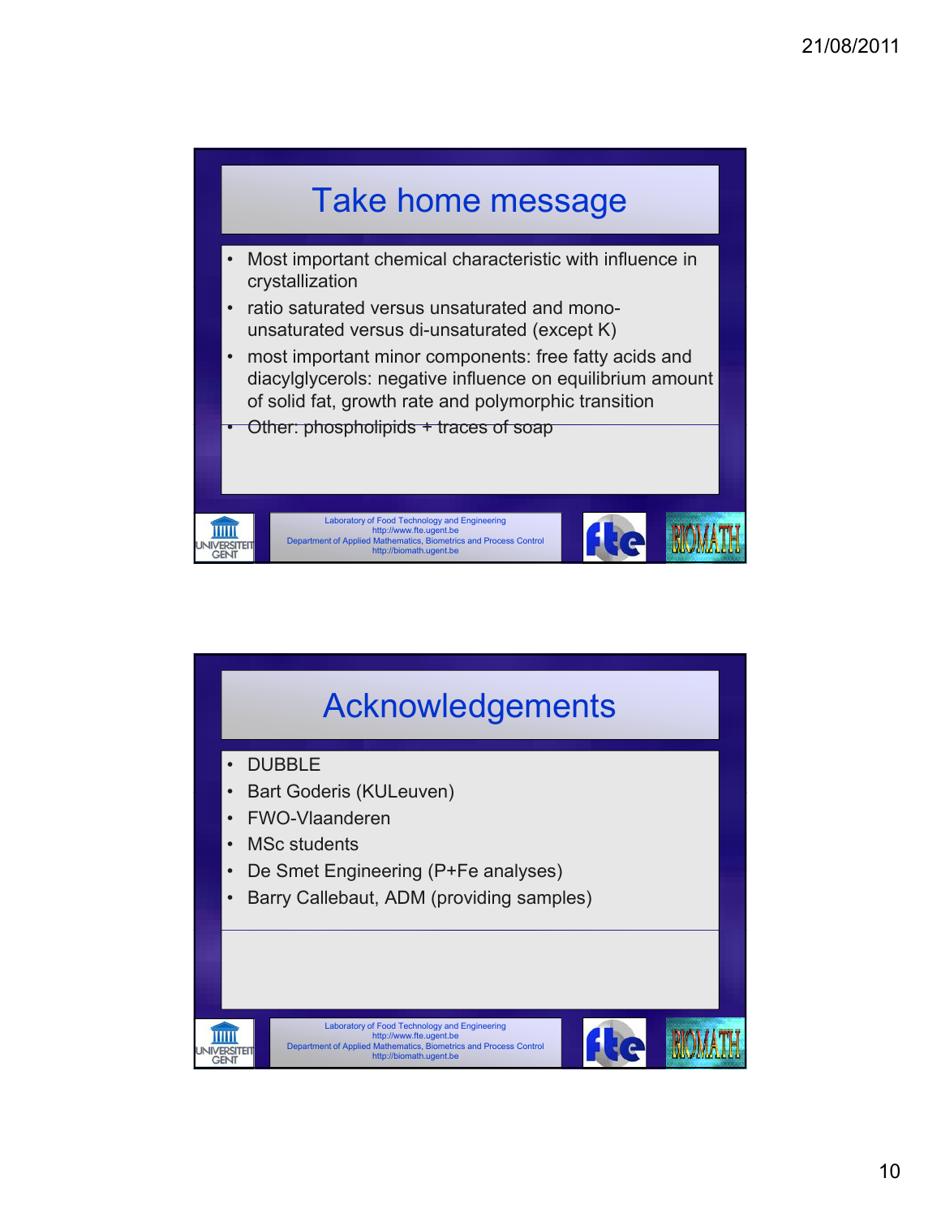## Take home message

- Most important chemical characteristic with influence in crystallization
- ratio saturated versus unsaturated and mono-unsaturated versus di-unsaturated (except K)
- most important minor components: free fatty acids and diacylglycerols: negative influence on equilibrium amount of solid fat, growth rate and polymorphic transition
- Other: phospholipids + traces of soap

Laboratory of Food Technology and Engineering
http://www.fte.ugent.be
Department of Applied Mathematics, Biometrics and Process Control
http://biomath.ugent.be

## Acknowledgements

- DUBBLE
- Bart Goderis (KULeuven)
- FWO-Vlaanderen
- MSc students
- De Smet Engineering (P+Fe analyses)
- Barry Callebaut, ADM (providing samples)

Laboratory of Food Technology and Engineering
http://www.fte.ugent.be
Department of Applied Mathematics, Biometrics and Process Control
http://biomath.ugent.be